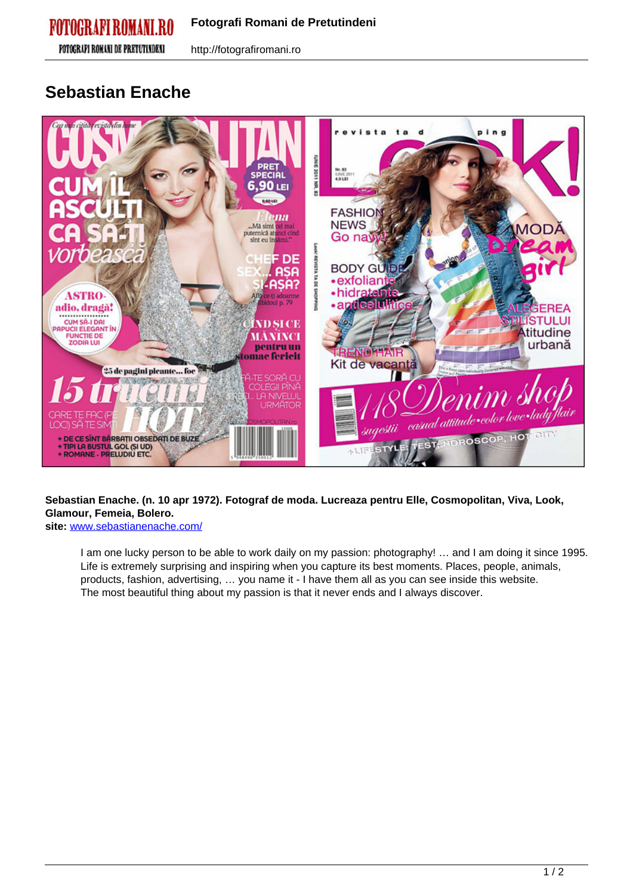# Sebastian Enache

**Sebastian Enache. (n. 10 apr 1972). Fotograf de moda. Lucreaza pentru Elle, Cosmopolitan, Viva, Look, Glamour, Femeia, Bolero.**
**site:** www.sebastianenache.com/

I am one lucky person to be able to work daily on my passion: photography! … and I am doing it since 1995. Life is extremely surprising and inspiring when you capture its best moments. Places, people, animals, products, fashion, advertising, … you name it - I have them all as you can see inside this website.
The most beautiful thing about my passion is that it never ends and I always discover.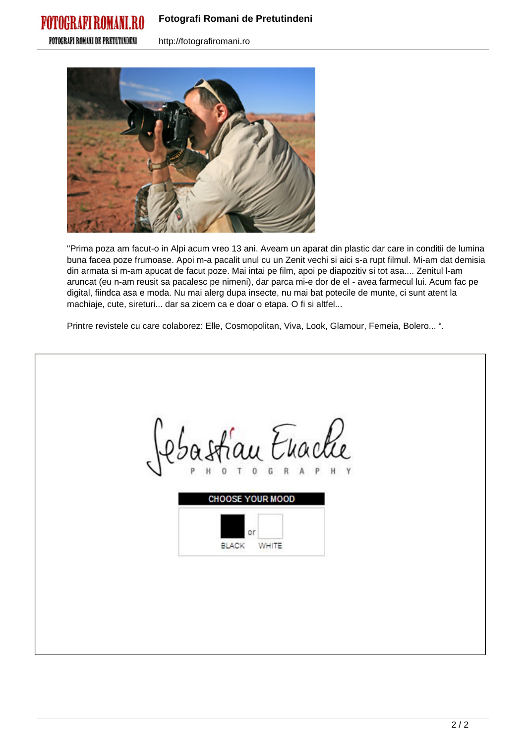"Prima poza am facut-o in Alpi acum vreo 13 ani. Aveam un aparat din plastic dar care in conditii de lumina buna facea poze frumoase. Apoi m-a pacalit unul cu un Zenit vechi si aici s-a rupt filmul. Mi-am dat demisia din armata si m-am apucat de facut poze. Mai intai pe film, apoi pe diapozitiv si tot asa.... Zenitul l-am aruncat (eu n-am reusit sa pacalesc pe nimeni), dar parca mi-e dor de el - avea farmecul lui. Acum fac pe digital, fiindca asa e moda. Nu mai alerg dupa insecte, nu mai bat potecile de munte, ci sunt atent la machiaje, cute, sireturi... dar sa zicem ca e doar o etapa. O fi si altfel...

Printre revistele cu care colaborez: Elle, Cosmopolitan, Viva, Look, Glamour, Femeia, Bolero... ".

Sebastian Enache

PHOTOGRAPHY

CHOOSE YOUR MOOD

BLACK or WHITE